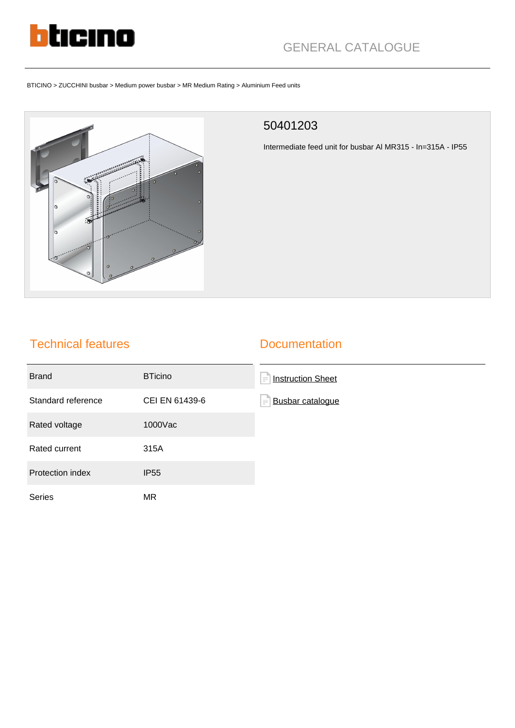GENERAL CATALOGUE

BTICINO > ZUCCHINI busbar > Medium power busbar > MR Medium Rating > Aluminium Feed units

## 50401203

Intermediate feed unit for busbar Al MR315 - In=315A - IP55

## Technical features

| | |
|---|---|
| Brand | BTicino |
| Standard reference | CEI EN 61439-6 |
| Rated voltage | 1000Vac |
| Rated current | 315A |
| Protection index | IP55 |
| Series | MR |

## Documentation

- Instruction Sheet
- Busbar catalogue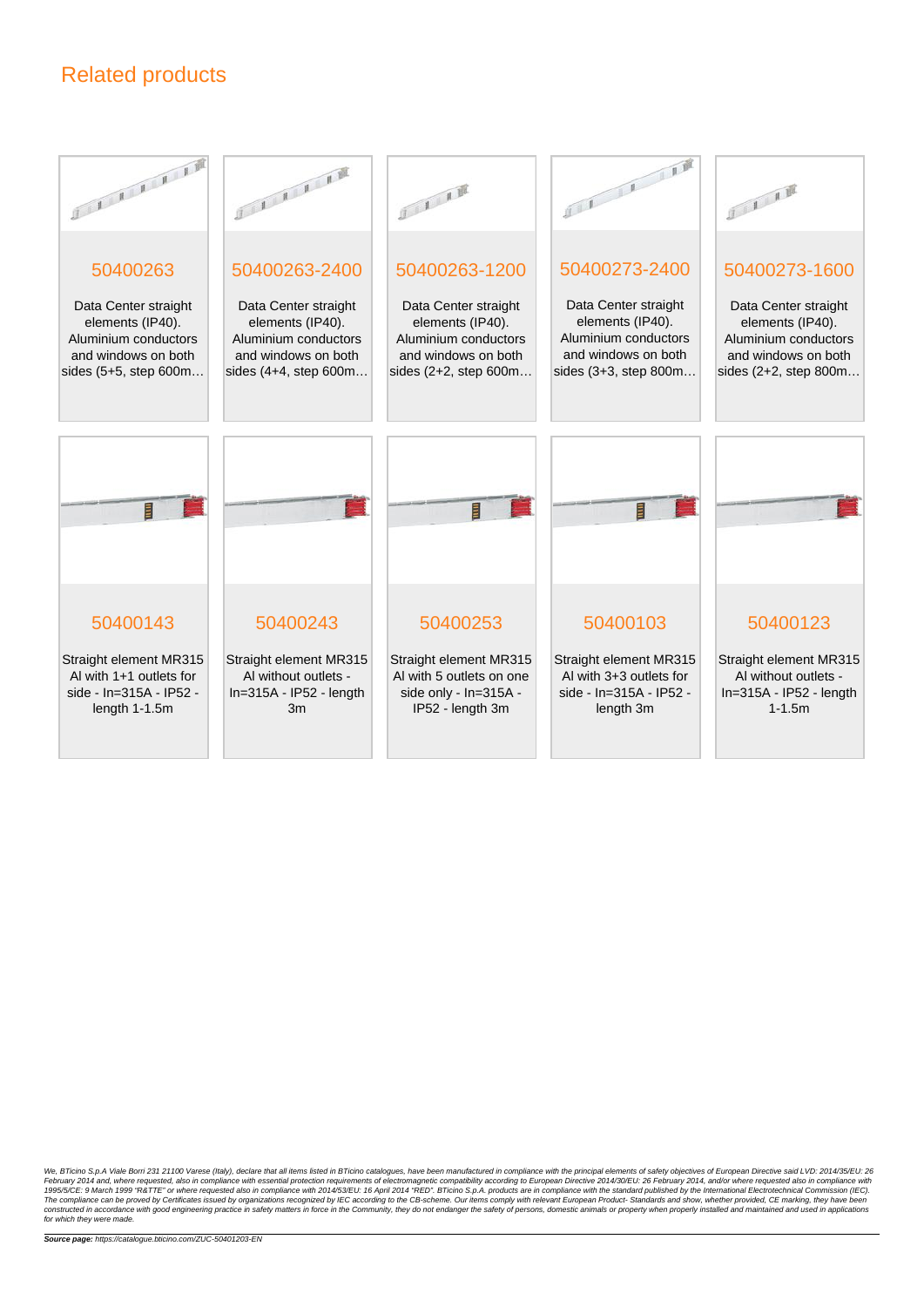## Related products

**50400263**

Data Center straight elements (IP40). Aluminium conductors and windows on both sides (5+5, step 600m…

**50400263-2400**

Data Center straight elements (IP40). Aluminium conductors and windows on both sides (4+4, step 600m…

**50400263-1200**

Data Center straight elements (IP40). Aluminium conductors and windows on both sides (2+2, step 600m…

**50400273-2400**

Data Center straight elements (IP40). Aluminium conductors and windows on both sides (3+3, step 800m…

**50400273-1600**

Data Center straight elements (IP40). Aluminium conductors and windows on both sides (2+2, step 800m…

**50400143**

Straight element MR315 Al with 1+1 outlets for side - In=315A - IP52 - length 1-1.5m

**50400243**

Straight element MR315 Al without outlets - In=315A - IP52 - length 3m

**50400253**

Straight element MR315 Al with 5 outlets on one side only - In=315A - IP52 - length 3m

**50400103**

Straight element MR315 Al with 3+3 outlets for side - In=315A - IP52 - length 3m

**50400123**

Straight element MR315 Al without outlets - In=315A - IP52 - length 1-1.5m

*We, BTicino S.p.A Viale Borri 231 21100 Varese (Italy), declare that all items listed in BTicino catalogues, have been manufactured in compliance with the principal elements of safety objectives of European Directive said LVD: 2014/35/EU: 26 February 2014 and, where requested, also in compliance with essential protection requirements of electromagnetic compatibility according to European Directive 2014/30/EU: 26 February 2014, and/or where requested also in compliance with 1995/5/CE: 9 March 1999 "R&TTE" or where requested also in compliance with 2014/53/EU: 16 April 2014 "RED". BTicino S.p.A. products are in compliance with the standard published by the International Electrotechnical Commission (IEC). The compliance can be proved by Certificates issued by organizations recognized by IEC according to the CB-scheme. Our items comply with relevant European Product- Standards and show, whether provided, CE marking, they have been constructed in accordance with good engineering practice in safety matters in force in the Community, they do not endanger the safety of persons, domestic animals or property when properly installed and maintained and used in applications for which they were made.*

***Source page:** https://catalogue.bticino.com/ZUC-50401203-EN*